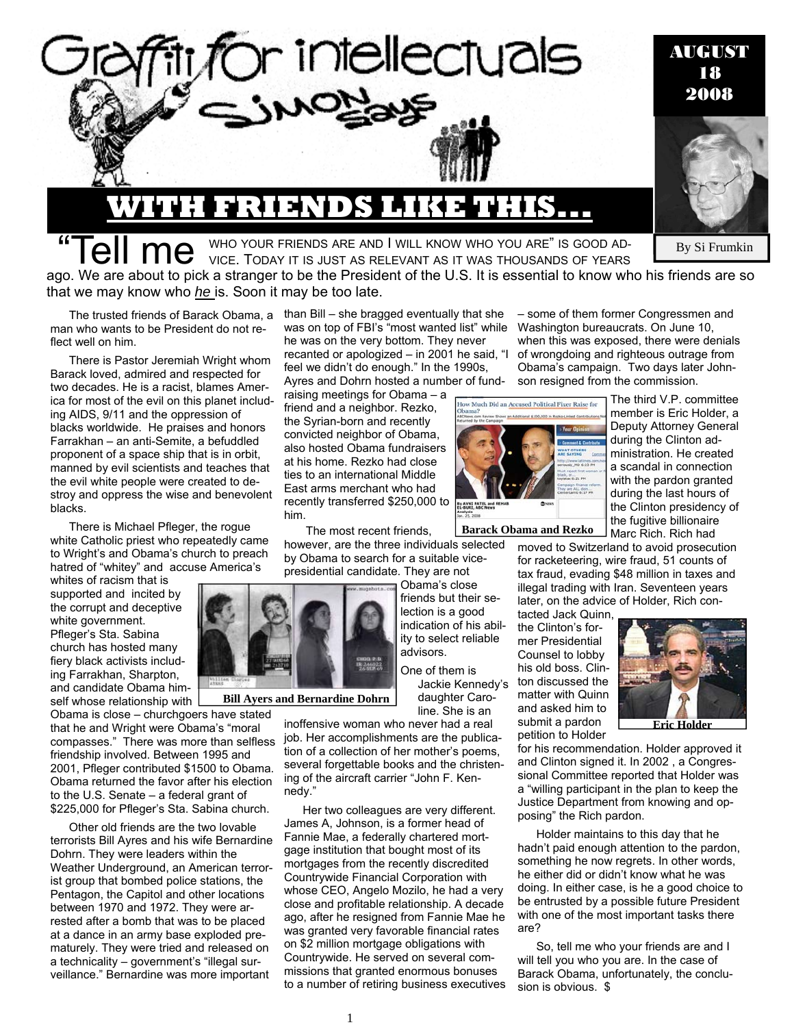# Graffiti for intellectuals

SIMON says

AUGUST 18 2008

By Si Frumkin

## WITH FRIENDS LIKE THIS…

"Tell me who your friends are and I will know who you are" is good advice. Today it is just as relevant as it was thousands of years ago. We are about to pick a stranger to be the President of the U.S. It is essential to know who his friends are so that we may know who *he* is. Soon it may be too late.

The trusted friends of Barack Obama, a man who wants to be President do not reflect well on him.

There is Pastor Jeremiah Wright whom Barack loved, admired and respected for two decades. He is a racist, blames America for most of the evil on this planet including AIDS, 9/11 and the oppression of blacks worldwide. He praises and honors Farrakhan – an anti-Semite, a befuddled proponent of a space ship that is in orbit, manned by evil scientists and teaches that the evil white people were created to destroy and oppress the wise and benevolent blacks.

There is Michael Pfleger, the rogue white Catholic priest who repeatedly came to Wright's and Obama's church to preach hatred of "whitey" and accuse America's whites of racism that is supported and incited by the corrupt and deceptive white government. Pfleger's Sta. Sabina church has hosted many fiery black activists including Farrakhan, Sharpton, and candidate Obama himself whose relationship with Obama is close – churchgoers have stated that he and Wright were Obama's "moral compasses." There was more than selfless friendship involved. Between 1995 and 2001, Pfleger contributed $1500 to Obama. Obama returned the favor after his election to the U.S. Senate – a federal grant of $225,000 for Pfleger's Sta. Sabina church.

Other old friends are the two lovable terrorists Bill Ayres and his wife Bernardine Dohrn. They were leaders within the Weather Underground, an American terrorist group that bombed police stations, the Pentagon, the Capitol and other locations between 1970 and 1972. They were arrested after a bomb that was to be placed at a dance in an army base exploded prematurely. They were tried and released on a technicality – government's "illegal surveillance." Bernardine was more important than Bill – she bragged eventually that she was on top of FBI's "most wanted list" while he was on the very bottom. They never recanted or apologized – in 2001 he said, "I feel we didn't do enough." In the 1990s, Ayres and Dohrn hosted a number of fund-raising meetings for Obama – a friend and a neighbor. Rezko, the Syrian-born and recently convicted neighbor of Obama, also hosted Obama fundraisers at his home. Rezko had close ties to an international Middle East arms merchant who had recently transferred $250,000 to him.

Bill Ayers and Bernardine Dohrn

Barack Obama and Rezko

The most recent friends, however, are the three individuals selected by Obama to search for a suitable vice-presidential candidate. They are not Obama's close friends but their selection is a good indication of his ability to select reliable advisors.

One of them is Jackie Kennedy's daughter Caroline. She is an inoffensive woman who never had a real job. Her accomplishments are the publication of a collection of her mother's poems, several forgettable books and the christening of the aircraft carrier "John F. Kennedy."

Her two colleagues are very different. James A, Johnson, is a former head of Fannie Mae, a federally chartered mortgage institution that bought most of its mortgages from the recently discredited Countrywide Financial Corporation with whose CEO, Angelo Mozilo, he had a very close and profitable relationship. A decade ago, after he resigned from Fannie Mae he was granted very favorable financial rates on $2 million mortgage obligations with Countrywide. He served on several commissions that granted enormous bonuses to a number of retiring business executives – some of them former Congressmen and Washington bureaucrats. On June 10, when this was exposed, there were denials of wrongdoing and righteous outrage from Obama's campaign. Two days later Johnson resigned from the commission.

The third V.P. committee member is Eric Holder, a Deputy Attorney General during the Clinton administration. He created a scandal in connection with the pardon granted during the last hours of the Clinton presidency of the fugitive billionaire Marc Rich. Rich had moved to Switzerland to avoid prosecution for racketeering, wire fraud, 51 counts of tax fraud, evading $48 million in taxes and illegal trading with Iran. Seventeen years later, on the advice of Holder, Rich contacted Jack Quinn, the Clinton's former Presidential Counsel to lobby his old boss. Clinton discussed the matter with Quinn and asked him to submit a pardon petition to Holder for his recommendation. Holder approved it and Clinton signed it. In 2002 , a Congressional Committee reported that Holder was a "willing participant in the plan to keep the Justice Department from knowing and opposing" the Rich pardon.

Eric Holder

Holder maintains to this day that he hadn't paid enough attention to the pardon, something he now regrets. In other words, he either did or didn't know what he was doing. In either case, is he a good choice to be entrusted by a possible future President with one of the most important tasks there are?

So, tell me who your friends are and I will tell you who you are. In the case of Barack Obama, unfortunately, the conclusion is obvious. $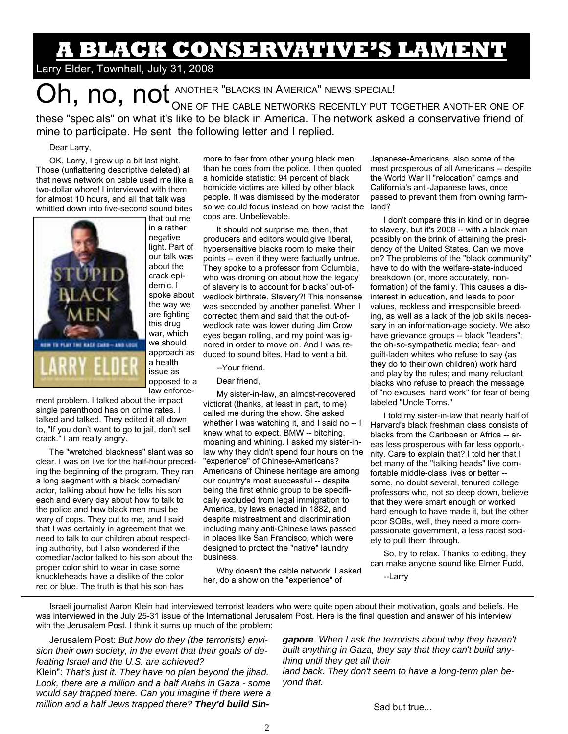# A BLACK CONSERVATIVE'S LAMENT

Larry Elder, Townhall, July 31, 2008

Oh, no, not ANOTHER "BLACKS IN AMERICA" NEWS SPECIAL! ONE OF THE CABLE NETWORKS RECENTLY PUT TOGETHER ANOTHER ONE OF these "specials" on what it's like to be black in America. The network asked a conservative friend of mine to participate. He sent the following letter and I replied.

Dear Larry,

OK, Larry, I grew up a bit last night. Those (unflattering descriptive deleted) at that news network on cable used me like a two-dollar whore! I interviewed with them for almost 10 hours, and all that talk was whittled down into five-second sound bites that put me in a rather negative light. Part of our talk was about the crack epidemic. I spoke about the way we are fighting this drug war, which we should approach as a health issue as opposed to a law enforcement problem. I talked about the impact single parenthood has on crime rates. I talked and talked. They edited it all down to, "If you don't want to go to jail, don't sell crack." I am really angry.

The "wretched blackness" slant was so clear. I was on live for the half-hour preceding the beginning of the program. They ran a long segment with a black comedian/actor, talking about how he tells his son each and every day about how to talk to the police and how black men must be wary of cops. They cut to me, and I said that I was certainly in agreement that we need to talk to our children about respecting authority, but I also wondered if the comedian/actor talked to his son about the proper color shirt to wear in case some knuckleheads have a dislike of the color red or blue. The truth is that his son has more to fear from other young black men than he does from the police. I then quoted a homicide statistic: 94 percent of black homicide victims are killed by other black people. It was dismissed by the moderator so we could focus instead on how racist the cops are. Unbelievable.

It should not surprise me, then, that producers and editors would give liberal, hypersensitive blacks room to make their points -- even if they were factually untrue. They spoke to a professor from Columbia, who was droning on about how the legacy of slavery is to account for blacks' out-of-wedlock birthrate. Slavery?! This nonsense was seconded by another panelist. When I corrected them and said that the out-of-wedlock rate was lower during Jim Crow eyes began rolling, and my point was ignored in order to move on. And I was reduced to sound bites. Had to vent a bit.

--Your friend.

Dear friend,

My sister-in-law, an almost-recovered victicrat (thanks, at least in part, to me) called me during the show. She asked whether I was watching it, and I said no -- I knew what to expect. BMW -- bitching, moaning and whining. I asked my sister-in-law why they didn't spend four hours on the "experience" of Chinese-Americans? Americans of Chinese heritage are among our country's most successful -- despite being the first ethnic group to be specifically excluded from legal immigration to America, by laws enacted in 1882, and despite mistreatment and discrimination including many anti-Chinese laws passed in places like San Francisco, which were designed to protect the "native" laundry business.

Why doesn't the cable network, I asked her, do a show on the "experience" of Japanese-Americans, also some of the most prosperous of all Americans -- despite the World War II "relocation" camps and California's anti-Japanese laws, once passed to prevent them from owning farmland?

I don't compare this in kind or in degree to slavery, but it's 2008 -- with a black man possibly on the brink of attaining the presidency of the United States. Can we move on? The problems of the "black community" have to do with the welfare-state-induced breakdown (or, more accurately, nonformation) of the family. This causes a disinterest in education, and leads to poor values, reckless and irresponsible breeding, as well as a lack of the job skills necessary in an information-age society. We also have grievance groups -- black "leaders"; the oh-so-sympathetic media; fear- and guilt-laden whites who refuse to say (as they do to their own children) work hard and play by the rules; and many reluctant blacks who refuse to preach the message of "no excuses, hard work" for fear of being labeled "Uncle Toms."

I told my sister-in-law that nearly half of Harvard's black freshman class consists of blacks from the Caribbean or Africa -- areas less prosperous with far less opportunity. Care to explain that? I told her that I bet many of the "talking heads" live comfortable middle-class lives or better -- some, no doubt several, tenured college professors who, not so deep down, believe that they were smart enough or worked hard enough to have made it, but the other poor SOBs, well, they need a more compassionate government, a less racist society to pull them through.

So, try to relax. Thanks to editing, they can make anyone sound like Elmer Fudd.

--Larry

---

Israeli journalist Aaron Klein had interviewed terrorist leaders who were quite open about their motivation, goals and beliefs. He was interviewed in the July 25-31 issue of the International Jerusalem Post. Here is the final question and answer of his interview with the Jerusalem Post. I think it sums up much of the problem:

Jerusalem Post: *But how do they (the terrorists) envision their own society, in the event that their goals of defeating Israel and the U.S. are achieved?*

Klein": *That's just it. They have no plan beyond the jihad. Look, there are a million and a half Arabs in Gaza - some would say trapped there. Can you imagine if there were a million and a half Jews trapped there?* ***They'd build Singapore****. When I ask the terrorists about why they haven't built anything in Gaza, they say that they can't build anything until they get all their land back. They don't seem to have a long-term plan beyond that.*

Sad but true...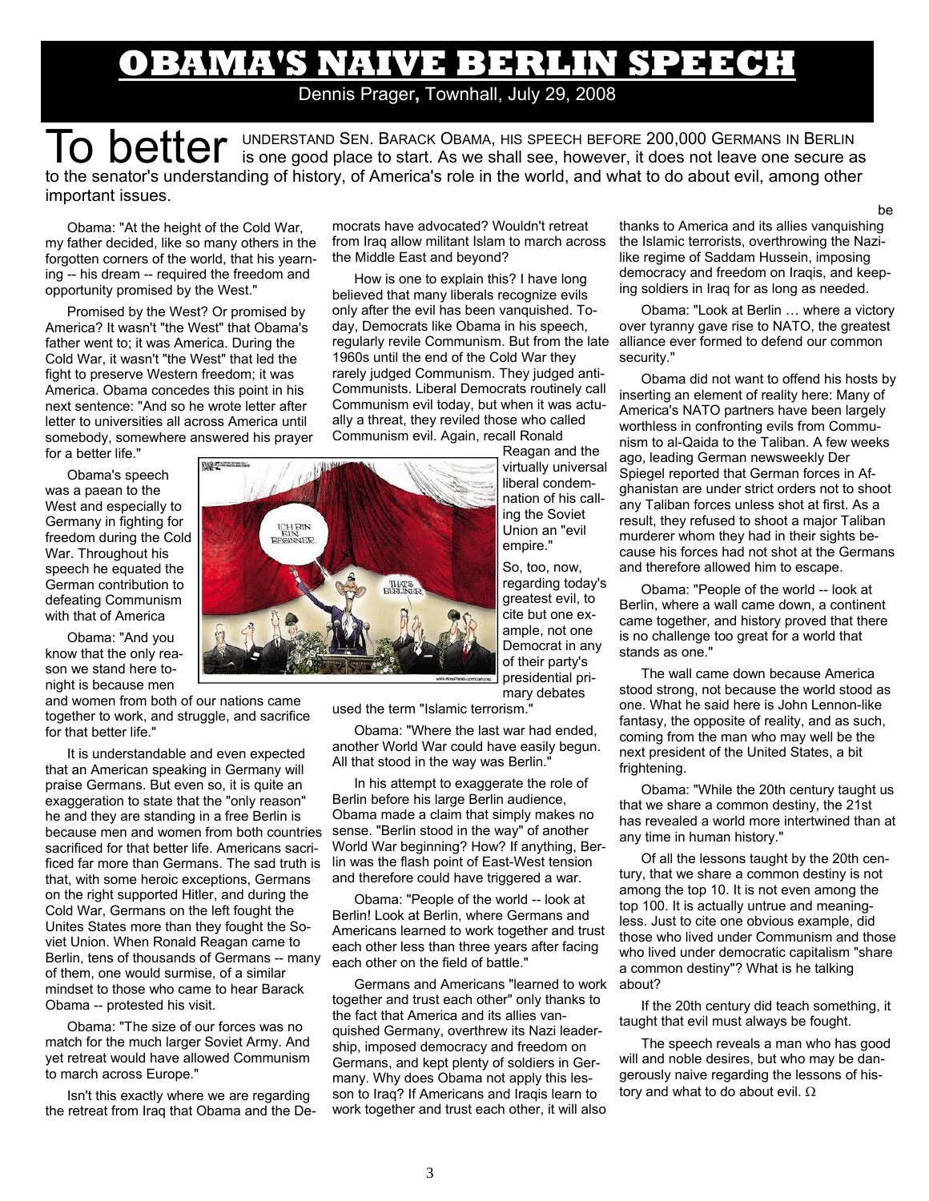# OBAMA'S NAIVE BERLIN SPEECH

Dennis Prager, Townhall, July 29, 2008

To better UNDERSTAND SEN. BARACK OBAMA, HIS SPEECH BEFORE 200,000 GERMANS IN BERLIN is one good place to start. As we shall see, however, it does not leave one secure as to the senator's understanding of history, of America's role in the world, and what to do about evil, among other important issues.

Obama: "At the height of the Cold War, my father decided, like so many others in the forgotten corners of the world, that his yearning -- his dream -- required the freedom and opportunity promised by the West."

Promised by the West? Or promised by America? It wasn't "the West" that Obama's father went to; it was America. During the Cold War, it wasn't "the West" that led the fight to preserve Western freedom; it was America. Obama concedes this point in his next sentence: "And so he wrote letter after letter to universities all across America until somebody, somewhere answered his prayer for a better life."

Obama's speech was a paean to the West and especially to Germany in fighting for freedom during the Cold War. Throughout his speech he equated the German contribution to defeating Communism with that of America

Obama: "And you know that the only reason we stand here tonight is because men and women from both of our nations came together to work, and struggle, and sacrifice for that better life."

It is understandable and even expected that an American speaking in Germany will praise Germans. But even so, it is quite an exaggeration to state that the "only reason" he and they are standing in a free Berlin is because men and women from both countries sacrificed for that better life. Americans sacrificed far more than Germans. The sad truth is that, with some heroic exceptions, Germans on the right supported Hitler, and during the Cold War, Germans on the left fought the Unites States more than they fought the Soviet Union. When Ronald Reagan came to Berlin, tens of thousands of Germans -- many of them, one would surmise, of a similar mindset to those who came to hear Barack Obama -- protested his visit.

Obama: "The size of our forces was no match for the much larger Soviet Army. And yet retreat would have allowed Communism to march across Europe."

Isn't this exactly where we are regarding the retreat from Iraq that Obama and the Democrats have advocated? Wouldn't retreat from Iraq allow militant Islam to march across the Middle East and beyond?

How is one to explain this? I have long believed that many liberals recognize evils only after the evil has been vanquished. Today, Democrats like Obama in his speech, regularly revile Communism. But from the late 1960s until the end of the Cold War they rarely judged Communism. They judged anti-Communists. Liberal Democrats routinely call Communism evil today, but when it was actually a threat, they reviled those who called Communism evil. Again, recall Ronald Reagan and the virtually universal liberal condemnation of his calling the Soviet Union an "evil empire."

So, too, now, regarding today's greatest evil, to cite but one example, not one Democrat in any of their party's presidential primary debates used the term "Islamic terrorism."

Obama: "Where the last war had ended, another World War could have easily begun. All that stood in the way was Berlin."

In his attempt to exaggerate the role of Berlin before his large Berlin audience, Obama made a claim that simply makes no sense. "Berlin stood in the way" of another World War beginning? How? If anything, Berlin was the flash point of East-West tension and therefore could have triggered a war.

Obama: "People of the world -- look at Berlin! Look at Berlin, where Germans and Americans learned to work together and trust each other less than three years after facing each other on the field of battle."

Germans and Americans "learned to work together and trust each other" only thanks to the fact that America and its allies vanquished Germany, overthrew its Nazi leadership, imposed democracy and freedom on Germans, and kept plenty of soldiers in Germany. Why does Obama not apply this lesson to Iraq? If Americans and Iraqis learn to work together and trust each other, it will also be thanks to America and its allies vanquishing the Islamic terrorists, overthrowing the Nazi-like regime of Saddam Hussein, imposing democracy and freedom on Iraqis, and keeping soldiers in Iraq for as long as needed.

Obama: "Look at Berlin … where a victory over tyranny gave rise to NATO, the greatest alliance ever formed to defend our common security."

Obama did not want to offend his hosts by inserting an element of reality here: Many of America's NATO partners have been largely worthless in confronting evils from Communism to al-Qaida to the Taliban. A few weeks ago, leading German newsweekly Der Spiegel reported that German forces in Afghanistan are under strict orders not to shoot any Taliban forces unless shot at first. As a result, they refused to shoot a major Taliban murderer whom they had in their sights because his forces had not shot at the Germans and therefore allowed him to escape.

Obama: "People of the world -- look at Berlin, where a wall came down, a continent came together, and history proved that there is no challenge too great for a world that stands as one."

The wall came down because America stood strong, not because the world stood as one. What he said here is John Lennon-like fantasy, the opposite of reality, and as such, coming from the man who may well be the next president of the United States, a bit frightening.

Obama: "While the 20th century taught us that we share a common destiny, the 21st has revealed a world more intertwined than at any time in human history."

Of all the lessons taught by the 20th century, that we share a common destiny is not among the top 10. It is not even among the top 100. It is actually untrue and meaningless. Just to cite one obvious example, did those who lived under Communism and those who lived under democratic capitalism "share a common destiny"? What is he talking about?

If the 20th century did teach something, it taught that evil must always be fought.

The speech reveals a man who has good will and noble desires, but who may be dangerously naive regarding the lessons of history and what to do about evil. Ω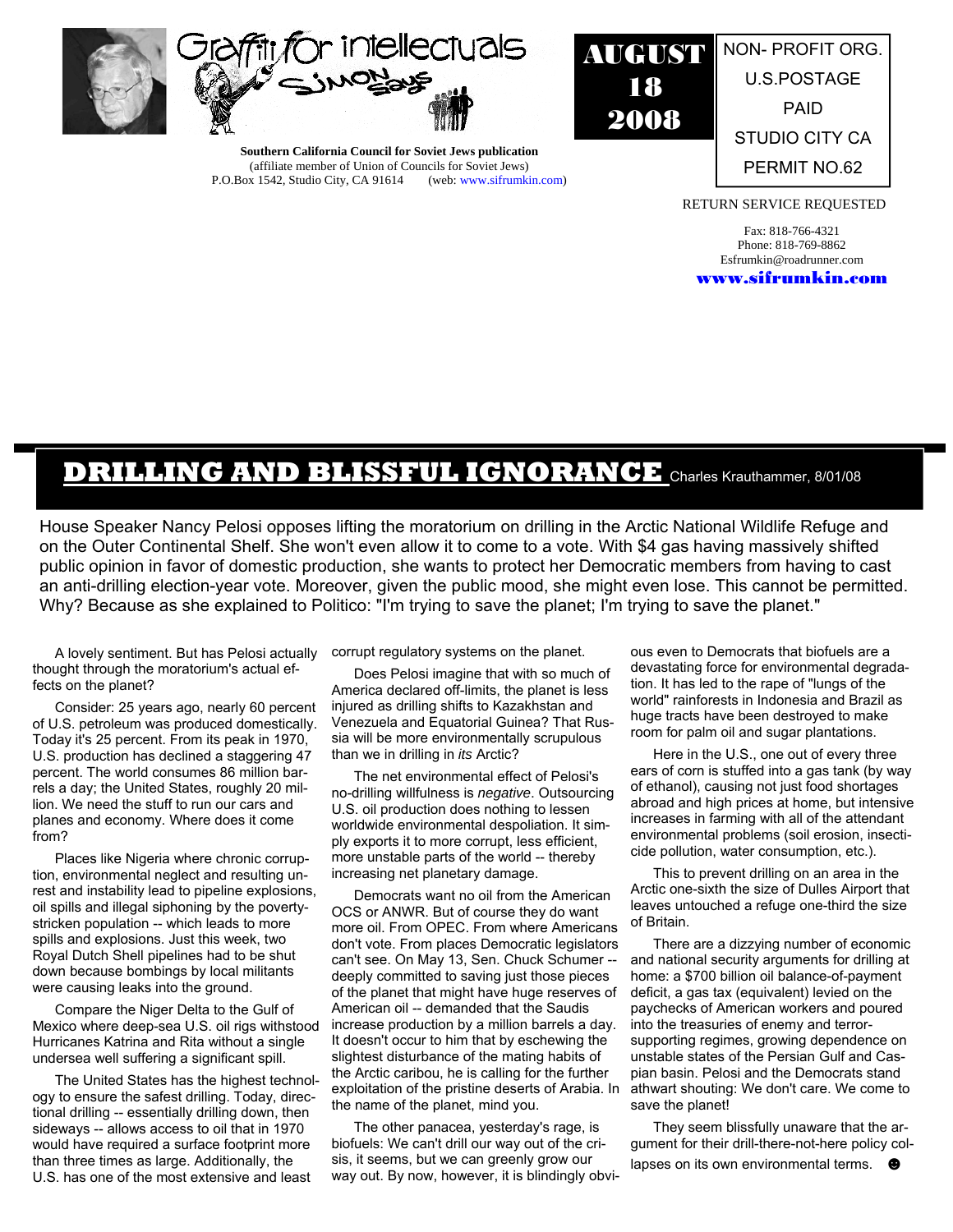Graffiti for intellectuals

Simon Says

**Southern California Council for Soviet Jews publication**
(affiliate member of Union of Councils for Soviet Jews)
P.O.Box 1542, Studio City, CA 91614 (web: www.sifrumkin.com)

**AUGUST 18 2008**

NON- PROFIT ORG.
U.S.POSTAGE
PAID
STUDIO CITY CA
PERMIT NO.62

RETURN SERVICE REQUESTED

Fax: 818-766-4321
Phone: 818-769-8862
Esfrumkin@roadrunner.com
**www.sifrumkin.com**

# DRILLING AND BLISSFUL IGNORANCE

Charles Krauthammer, 8/01/08

House Speaker Nancy Pelosi opposes lifting the moratorium on drilling in the Arctic National Wildlife Refuge and on the Outer Continental Shelf. She won't even allow it to come to a vote. With $4 gas having massively shifted public opinion in favor of domestic production, she wants to protect her Democratic members from having to cast an anti-drilling election-year vote. Moreover, given the public mood, she might even lose. This cannot be permitted. Why? Because as she explained to Politico: "I'm trying to save the planet; I'm trying to save the planet."

A lovely sentiment. But has Pelosi actually thought through the moratorium's actual effects on the planet?

Consider: 25 years ago, nearly 60 percent of U.S. petroleum was produced domestically. Today it's 25 percent. From its peak in 1970, U.S. production has declined a staggering 47 percent. The world consumes 86 million barrels a day; the United States, roughly 20 million. We need the stuff to run our cars and planes and economy. Where does it come from?

Places like Nigeria where chronic corruption, environmental neglect and resulting unrest and instability lead to pipeline explosions, oil spills and illegal siphoning by the poverty-stricken population -- which leads to more spills and explosions. Just this week, two Royal Dutch Shell pipelines had to be shut down because bombings by local militants were causing leaks into the ground.

Compare the Niger Delta to the Gulf of Mexico where deep-sea U.S. oil rigs withstood Hurricanes Katrina and Rita without a single undersea well suffering a significant spill.

The United States has the highest technology to ensure the safest drilling. Today, directional drilling -- essentially drilling down, then sideways -- allows access to oil that in 1970 would have required a surface footprint more than three times as large. Additionally, the U.S. has one of the most extensive and least corrupt regulatory systems on the planet.

Does Pelosi imagine that with so much of America declared off-limits, the planet is less injured as drilling shifts to Kazakhstan and Venezuela and Equatorial Guinea? That Russia will be more environmentally scrupulous than we in drilling in *its* Arctic?

The net environmental effect of Pelosi's no-drilling willfulness is *negative*. Outsourcing U.S. oil production does nothing to lessen worldwide environmental despoliation. It simply exports it to more corrupt, less efficient, more unstable parts of the world -- thereby increasing net planetary damage.

Democrats want no oil from the American OCS or ANWR. But of course they do want more oil. From OPEC. From where Americans don't vote. From places Democratic legislators can't see. On May 13, Sen. Chuck Schumer -- deeply committed to saving just those pieces of the planet that might have huge reserves of American oil -- demanded that the Saudis increase production by a million barrels a day. It doesn't occur to him that by eschewing the slightest disturbance of the mating habits of the Arctic caribou, he is calling for the further exploitation of the pristine deserts of Arabia. In the name of the planet, mind you.

The other panacea, yesterday's rage, is biofuels: We can't drill our way out of the crisis, it seems, but we can greenly grow our way out. By now, however, it is blindingly obvious even to Democrats that biofuels are a devastating force for environmental degradation. It has led to the rape of "lungs of the world" rainforests in Indonesia and Brazil as huge tracts have been destroyed to make room for palm oil and sugar plantations.

Here in the U.S., one out of every three ears of corn is stuffed into a gas tank (by way of ethanol), causing not just food shortages abroad and high prices at home, but intensive increases in farming with all of the attendant environmental problems (soil erosion, insecticide pollution, water consumption, etc.).

This to prevent drilling on an area in the Arctic one-sixth the size of Dulles Airport that leaves untouched a refuge one-third the size of Britain.

There are a dizzying number of economic and national security arguments for drilling at home: a $700 billion oil balance-of-payment deficit, a gas tax (equivalent) levied on the paychecks of American workers and poured into the treasuries of enemy and terror-supporting regimes, growing dependence on unstable states of the Persian Gulf and Caspian basin. Pelosi and the Democrats stand athwart shouting: We don't care. We come to save the planet!

They seem blissfully unaware that the argument for their drill-there-not-here policy collapses on its own environmental terms. ☻